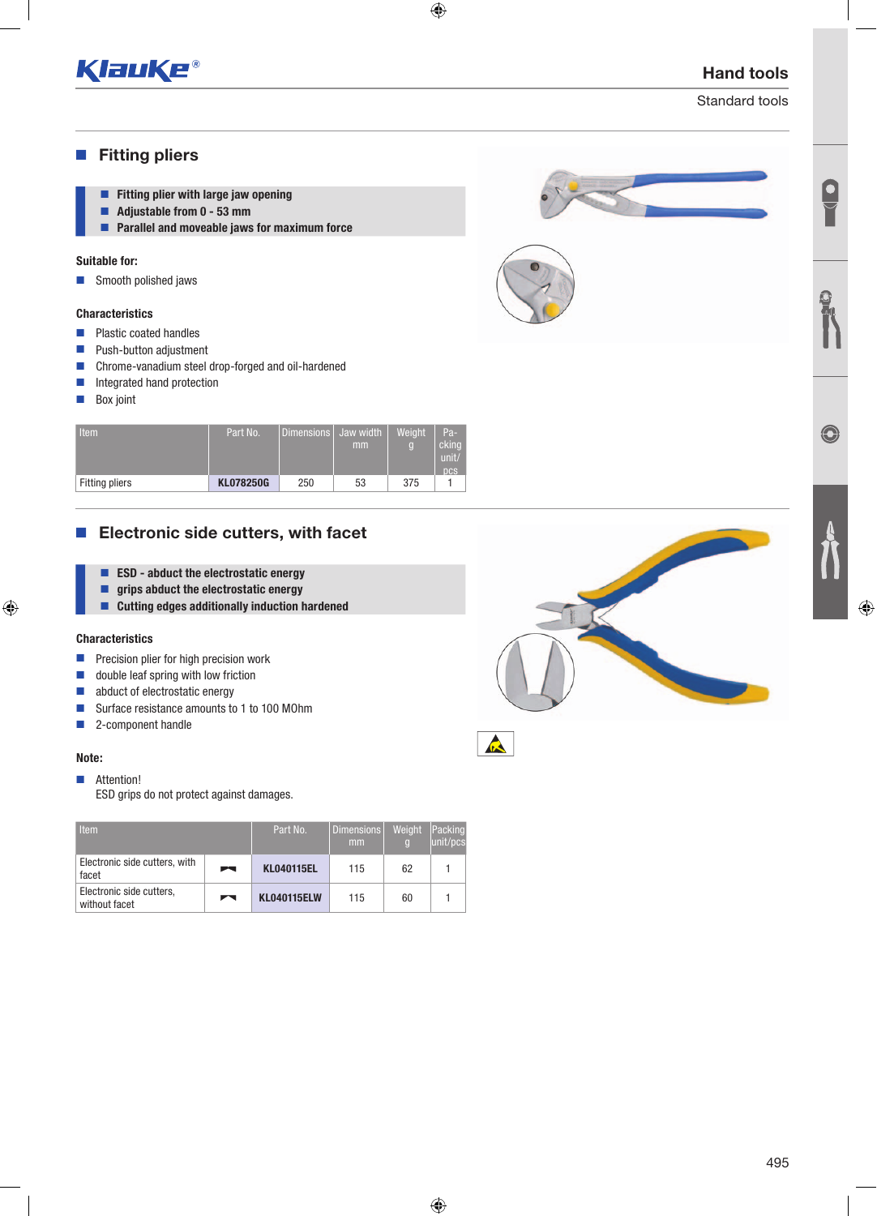## Fitting pliers

- **Fitting plier with large jaw opening**
- **Adjustable from 0 - 53 mm**
- **Parallel and moveable jaws for maximum force**

**Suitable for:**

- Smooth polished jaws

**Characteristics**

- Plastic coated handles
- Push-button adjustment
- Chrome-vanadium steel drop-forged and oil-hardened
- Integrated hand protection
- Box joint

| Item | Part No. | Dimensions | Jaw width mm | Weight g | Packing unit/pcs |
|---|---|---|---|---|---|
| Fitting pliers | **KL078250G** | 250 | 53 | 375 | 1 |

## Electronic side cutters, with facet

- **ESD - abduct the electrostatic energy**
- **grips abduct the electrostatic energy**
- **Cutting edges additionally induction hardened**

**Characteristics**

- Precision plier for high precision work
- double leaf spring with low friction
- abduct of electrostatic energy
- Surface resistance amounts to 1 to 100 MOhm
- 2-component handle

**Note:**

- Attention!
  ESD grips do not protect against damages.

| Item | | Part No. | Dimensions mm | Weight g | Packing unit/pcs |
|---|---|---|---|---|---|
| Electronic side cutters, with facet | | **KL040115EL** | 115 | 62 | 1 |
| Electronic side cutters, without facet | | **KL040115ELW** | 115 | 60 | 1 |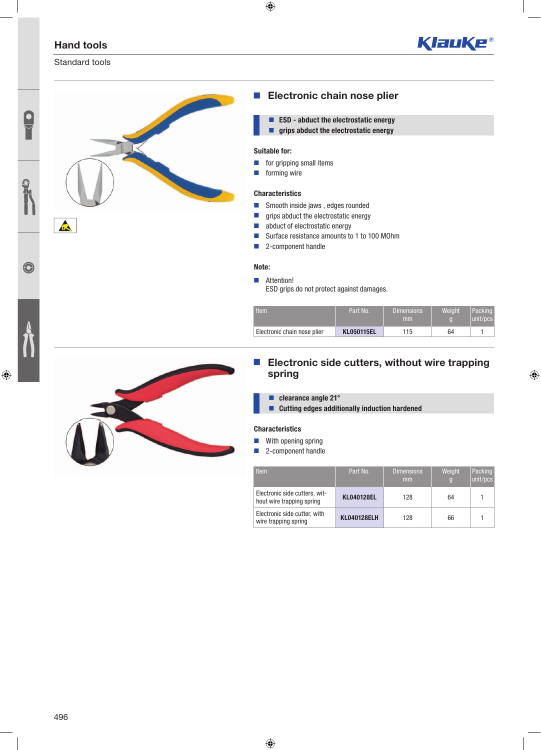# Hand tools

Standard tools

## Electronic chain nose plier

- **ESD - abduct the electrostatic energy**
- **grips abduct the electrostatic energy**

**Suitable for:**

- for gripping small items
- forming wire

**Characteristics**

- Smooth inside jaws , edges rounded
- grips abduct the electrostatic energy
- abduct of electrostatic energy
- Surface resistance amounts to 1 to 100 MOhm
- 2-component handle

**Note:**

- Attention!
  ESD grips do not protect against damages.

| Item | Part No. | Dimensions mm | Weight g | Packing unit/pcs |
|---|---|---|---|---|
| Electronic chain nose plier | **KL050115EL** | 115 | 64 | 1 |

## Electronic side cutters, without wire trapping spring

- **clearance angle 21°**
- **Cutting edges additionally induction hardened**

**Characteristics**

- With opening spring
- 2-component handle

| Item | Part No. | Dimensions mm | Weight g | Packing unit/pcs |
|---|---|---|---|---|
| Electronic side cutters, without wire trapping spring | **KL040128EL** | 128 | 64 | 1 |
| Electronic side cutter, with wire trapping spring | **KL040128ELH** | 128 | 66 | 1 |